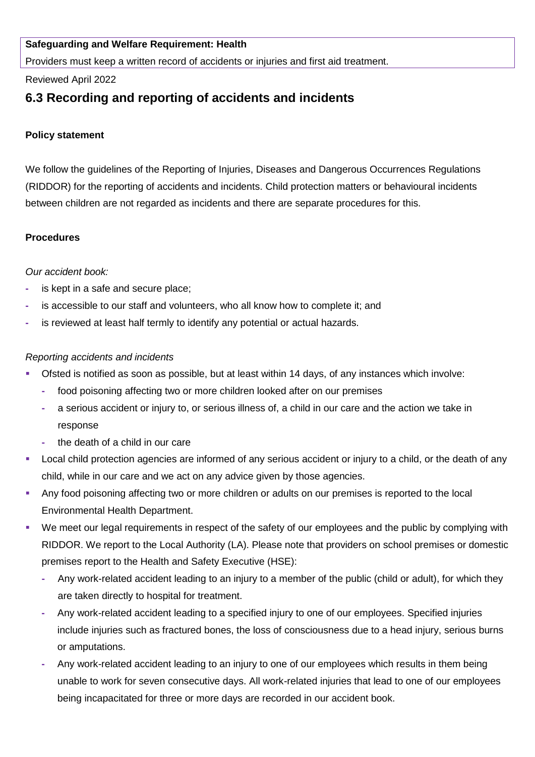**Safeguarding and Welfare Requirement: Health**

Providers must keep a written record of accidents or injuries and first aid treatment.

Reviewed April 2022

## 6.3 Recording and reporting of accidents and incidents

**Policy statement**

We follow the guidelines of the Reporting of Injuries, Diseases and Dangerous Occurrences Regulations (RIDDOR) for the reporting of accidents and incidents. Child protection matters or behavioural incidents between children are not regarded as incidents and there are separate procedures for this.

**Procedures**

*Our accident book:*

- is kept in a safe and secure place;
- is accessible to our staff and volunteers, who all know how to complete it; and
- is reviewed at least half termly to identify any potential or actual hazards.

*Reporting accidents and incidents*

- Ofsted is notified as soon as possible, but at least within 14 days, of any instances which involve:
  - food poisoning affecting two or more children looked after on our premises
  - a serious accident or injury to, or serious illness of, a child in our care and the action we take in response
  - the death of a child in our care
- Local child protection agencies are informed of any serious accident or injury to a child, or the death of any child, while in our care and we act on any advice given by those agencies.
- Any food poisoning affecting two or more children or adults on our premises is reported to the local Environmental Health Department.
- We meet our legal requirements in respect of the safety of our employees and the public by complying with RIDDOR. We report to the Local Authority (LA). Please note that providers on school premises or domestic premises report to the Health and Safety Executive (HSE):
  - Any work-related accident leading to an injury to a member of the public (child or adult), for which they are taken directly to hospital for treatment.
  - Any work-related accident leading to a specified injury to one of our employees. Specified injuries include injuries such as fractured bones, the loss of consciousness due to a head injury, serious burns or amputations.
  - Any work-related accident leading to an injury to one of our employees which results in them being unable to work for seven consecutive days. All work-related injuries that lead to one of our employees being incapacitated for three or more days are recorded in our accident book.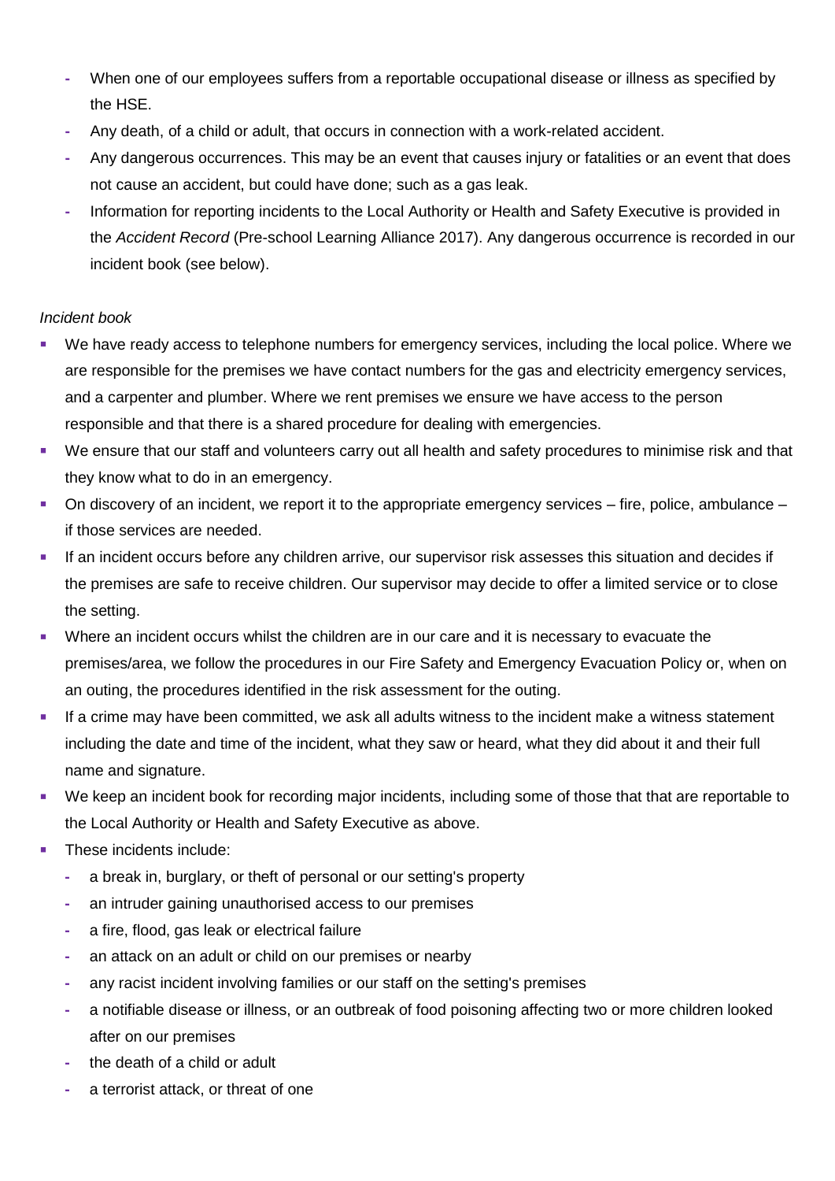- When one of our employees suffers from a reportable occupational disease or illness as specified by the HSE.
- Any death, of a child or adult, that occurs in connection with a work-related accident.
- Any dangerous occurrences. This may be an event that causes injury or fatalities or an event that does not cause an accident, but could have done; such as a gas leak.
- Information for reporting incidents to the Local Authority or Health and Safety Executive is provided in the *Accident Record* (Pre-school Learning Alliance 2017). Any dangerous occurrence is recorded in our incident book (see below).

*Incident book*

- We have ready access to telephone numbers for emergency services, including the local police. Where we are responsible for the premises we have contact numbers for the gas and electricity emergency services, and a carpenter and plumber. Where we rent premises we ensure we have access to the person responsible and that there is a shared procedure for dealing with emergencies.
- We ensure that our staff and volunteers carry out all health and safety procedures to minimise risk and that they know what to do in an emergency.
- On discovery of an incident, we report it to the appropriate emergency services – fire, police, ambulance – if those services are needed.
- If an incident occurs before any children arrive, our supervisor risk assesses this situation and decides if the premises are safe to receive children. Our supervisor may decide to offer a limited service or to close the setting.
- Where an incident occurs whilst the children are in our care and it is necessary to evacuate the premises/area, we follow the procedures in our Fire Safety and Emergency Evacuation Policy or, when on an outing, the procedures identified in the risk assessment for the outing.
- If a crime may have been committed, we ask all adults witness to the incident make a witness statement including the date and time of the incident, what they saw or heard, what they did about it and their full name and signature.
- We keep an incident book for recording major incidents, including some of those that that are reportable to the Local Authority or Health and Safety Executive as above.
- These incidents include:
  - a break in, burglary, or theft of personal or our setting's property
  - an intruder gaining unauthorised access to our premises
  - a fire, flood, gas leak or electrical failure
  - an attack on an adult or child on our premises or nearby
  - any racist incident involving families or our staff on the setting's premises
  - a notifiable disease or illness, or an outbreak of food poisoning affecting two or more children looked after on our premises
  - the death of a child or adult
  - a terrorist attack, or threat of one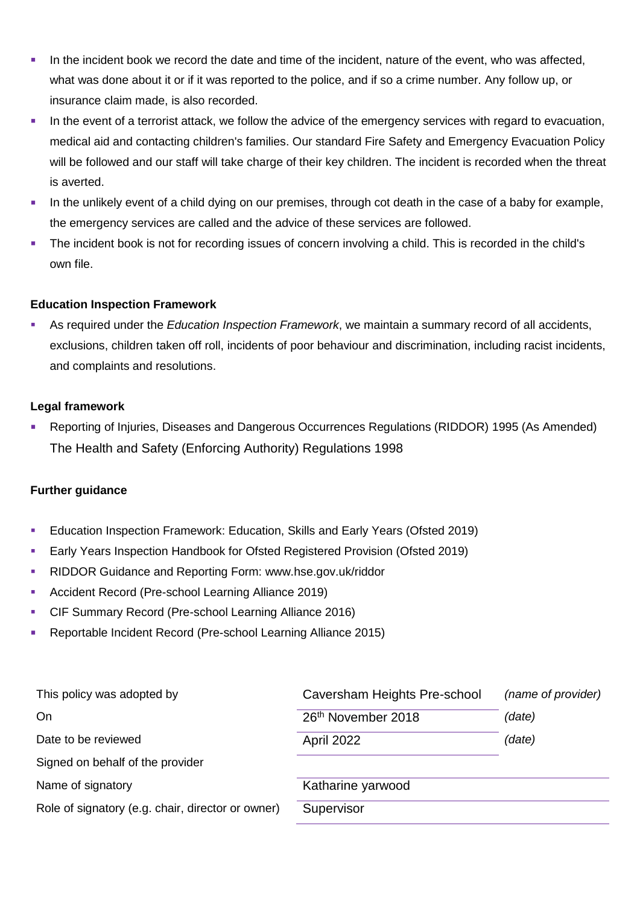- In the incident book we record the date and time of the incident, nature of the event, who was affected, what was done about it or if it was reported to the police, and if so a crime number. Any follow up, or insurance claim made, is also recorded.
- In the event of a terrorist attack, we follow the advice of the emergency services with regard to evacuation, medical aid and contacting children's families. Our standard Fire Safety and Emergency Evacuation Policy will be followed and our staff will take charge of their key children. The incident is recorded when the threat is averted.
- In the unlikely event of a child dying on our premises, through cot death in the case of a baby for example, the emergency services are called and the advice of these services are followed.
- The incident book is not for recording issues of concern involving a child. This is recorded in the child's own file.

**Education Inspection Framework**

- As required under the *Education Inspection Framework*, we maintain a summary record of all accidents, exclusions, children taken off roll, incidents of poor behaviour and discrimination, including racist incidents, and complaints and resolutions.

**Legal framework**

- Reporting of Injuries, Diseases and Dangerous Occurrences Regulations (RIDDOR) 1995 (As Amended) The Health and Safety (Enforcing Authority) Regulations 1998

**Further guidance**

- Education Inspection Framework: Education, Skills and Early Years (Ofsted 2019)
- Early Years Inspection Handbook for Ofsted Registered Provision (Ofsted 2019)
- RIDDOR Guidance and Reporting Form: www.hse.gov.uk/riddor
- Accident Record (Pre-school Learning Alliance 2019)
- CIF Summary Record (Pre-school Learning Alliance 2016)
- Reportable Incident Record (Pre-school Learning Alliance 2015)

| | | |
|---|---|---|
| This policy was adopted by | Caversham Heights Pre-school | *(name of provider)* |
| On | 26th November 2018 | *(date)* |
| Date to be reviewed | April 2022 | *(date)* |
| Signed on behalf of the provider | | |
| Name of signatory | Katharine yarwood | |
| Role of signatory (e.g. chair, director or owner) | Supervisor | |